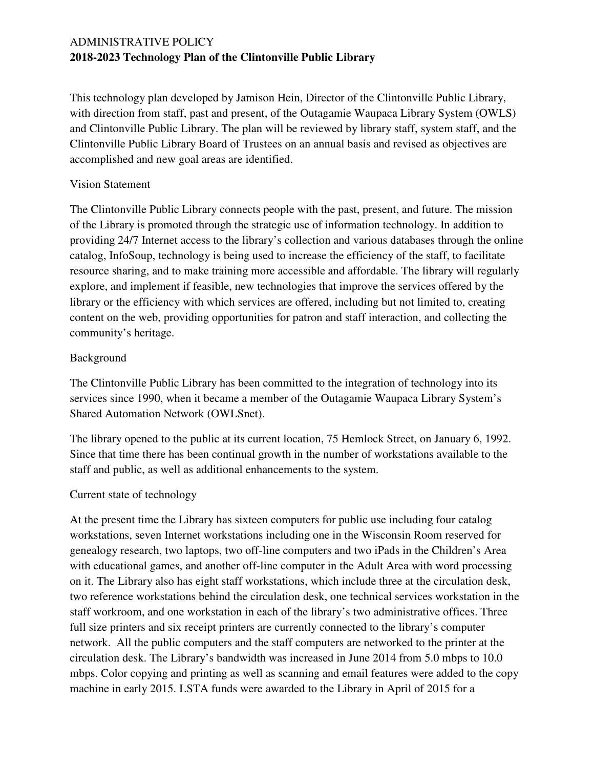ADMINISTRATIVE POLICY

# 2018-2023 Technology Plan of the Clintonville Public Library

This technology plan developed by Jamison Hein, Director of the Clintonville Public Library, with direction from staff, past and present, of the Outagamie Waupaca Library System (OWLS) and Clintonville Public Library. The plan will be reviewed by library staff, system staff, and the Clintonville Public Library Board of Trustees on an annual basis and revised as objectives are accomplished and new goal areas are identified.

## Vision Statement

The Clintonville Public Library connects people with the past, present, and future. The mission of the Library is promoted through the strategic use of information technology. In addition to providing 24/7 Internet access to the library's collection and various databases through the online catalog, InfoSoup, technology is being used to increase the efficiency of the staff, to facilitate resource sharing, and to make training more accessible and affordable. The library will regularly explore, and implement if feasible, new technologies that improve the services offered by the library or the efficiency with which services are offered, including but not limited to, creating content on the web, providing opportunities for patron and staff interaction, and collecting the community's heritage.

## Background

The Clintonville Public Library has been committed to the integration of technology into its services since 1990, when it became a member of the Outagamie Waupaca Library System's Shared Automation Network (OWLSnet).

The library opened to the public at its current location, 75 Hemlock Street, on January 6, 1992. Since that time there has been continual growth in the number of workstations available to the staff and public, as well as additional enhancements to the system.

## Current state of technology

At the present time the Library has sixteen computers for public use including four catalog workstations, seven Internet workstations including one in the Wisconsin Room reserved for genealogy research, two laptops, two off-line computers and two iPads in the Children's Area with educational games, and another off-line computer in the Adult Area with word processing on it. The Library also has eight staff workstations, which include three at the circulation desk, two reference workstations behind the circulation desk, one technical services workstation in the staff workroom, and one workstation in each of the library's two administrative offices. Three full size printers and six receipt printers are currently connected to the library's computer network. All the public computers and the staff computers are networked to the printer at the circulation desk. The Library's bandwidth was increased in June 2014 from 5.0 mbps to 10.0 mbps. Color copying and printing as well as scanning and email features were added to the copy machine in early 2015. LSTA funds were awarded to the Library in April of 2015 for a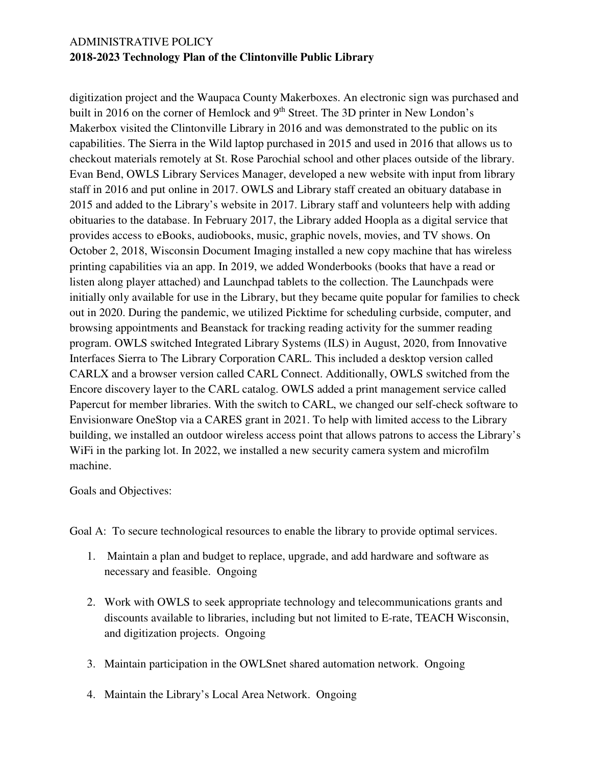digitization project and the Waupaca County Makerboxes. An electronic sign was purchased and built in 2016 on the corner of Hemlock and 9th Street. The 3D printer in New London's Makerbox visited the Clintonville Library in 2016 and was demonstrated to the public on its capabilities. The Sierra in the Wild laptop purchased in 2015 and used in 2016 that allows us to checkout materials remotely at St. Rose Parochial school and other places outside of the library. Evan Bend, OWLS Library Services Manager, developed a new website with input from library staff in 2016 and put online in 2017. OWLS and Library staff created an obituary database in 2015 and added to the Library's website in 2017. Library staff and volunteers help with adding obituaries to the database. In February 2017, the Library added Hoopla as a digital service that provides access to eBooks, audiobooks, music, graphic novels, movies, and TV shows. On October 2, 2018, Wisconsin Document Imaging installed a new copy machine that has wireless printing capabilities via an app. In 2019, we added Wonderbooks (books that have a read or listen along player attached) and Launchpad tablets to the collection. The Launchpads were initially only available for use in the Library, but they became quite popular for families to check out in 2020. During the pandemic, we utilized Picktime for scheduling curbside, computer, and browsing appointments and Beanstack for tracking reading activity for the summer reading program. OWLS switched Integrated Library Systems (ILS) in August, 2020, from Innovative Interfaces Sierra to The Library Corporation CARL. This included a desktop version called CARLX and a browser version called CARL Connect. Additionally, OWLS switched from the Encore discovery layer to the CARL catalog. OWLS added a print management service called Papercut for member libraries. With the switch to CARL, we changed our self-check software to Envisionware OneStop via a CARES grant in 2021. To help with limited access to the Library building, we installed an outdoor wireless access point that allows patrons to access the Library's WiFi in the parking lot. In 2022, we installed a new security camera system and microfilm machine.

Goals and Objectives:

Goal A: To secure technological resources to enable the library to provide optimal services.

1. Maintain a plan and budget to replace, upgrade, and add hardware and software as necessary and feasible. Ongoing

2. Work with OWLS to seek appropriate technology and telecommunications grants and discounts available to libraries, including but not limited to E-rate, TEACH Wisconsin, and digitization projects. Ongoing

3. Maintain participation in the OWLSnet shared automation network. Ongoing

4. Maintain the Library's Local Area Network. Ongoing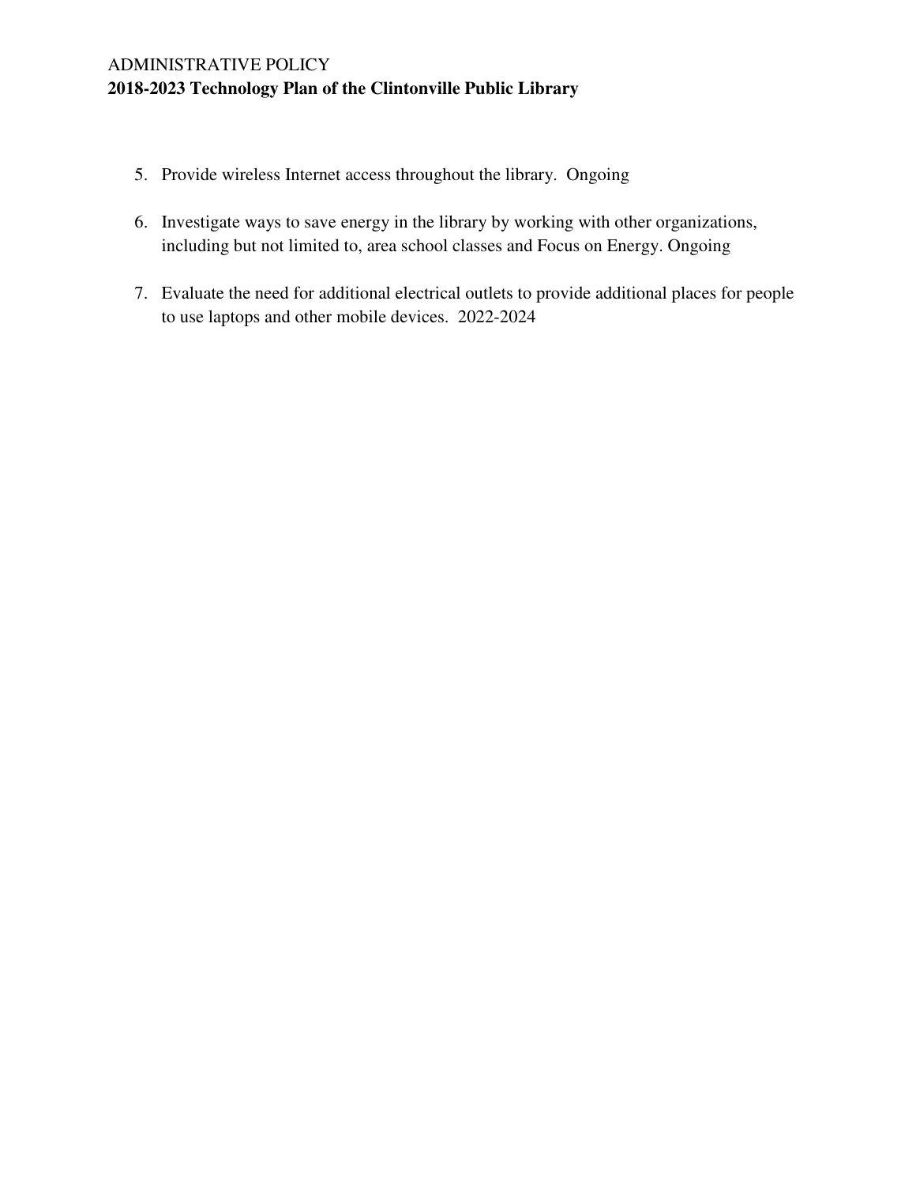5. Provide wireless Internet access throughout the library. Ongoing

6. Investigate ways to save energy in the library by working with other organizations, including but not limited to, area school classes and Focus on Energy. Ongoing

7. Evaluate the need for additional electrical outlets to provide additional places for people to use laptops and other mobile devices. 2022-2024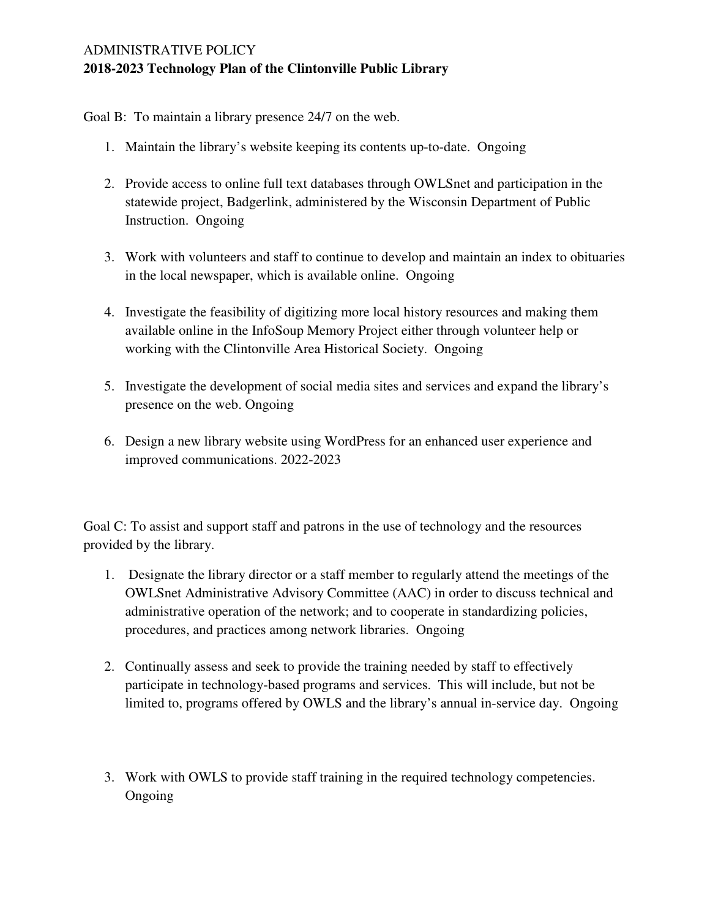ADMINISTRATIVE POLICY

**2018-2023 Technology Plan of the Clintonville Public Library**

Goal B: To maintain a library presence 24/7 on the web.

1. Maintain the library's website keeping its contents up-to-date. Ongoing
2. Provide access to online full text databases through OWLSnet and participation in the statewide project, Badgerlink, administered by the Wisconsin Department of Public Instruction. Ongoing
3. Work with volunteers and staff to continue to develop and maintain an index to obituaries in the local newspaper, which is available online. Ongoing
4. Investigate the feasibility of digitizing more local history resources and making them available online in the InfoSoup Memory Project either through volunteer help or working with the Clintonville Area Historical Society. Ongoing
5. Investigate the development of social media sites and services and expand the library's presence on the web. Ongoing
6. Design a new library website using WordPress for an enhanced user experience and improved communications. 2022-2023

Goal C: To assist and support staff and patrons in the use of technology and the resources provided by the library.

1. Designate the library director or a staff member to regularly attend the meetings of the OWLSnet Administrative Advisory Committee (AAC) in order to discuss technical and administrative operation of the network; and to cooperate in standardizing policies, procedures, and practices among network libraries. Ongoing
2. Continually assess and seek to provide the training needed by staff to effectively participate in technology-based programs and services. This will include, but not be limited to, programs offered by OWLS and the library's annual in-service day. Ongoing
3. Work with OWLS to provide staff training in the required technology competencies. Ongoing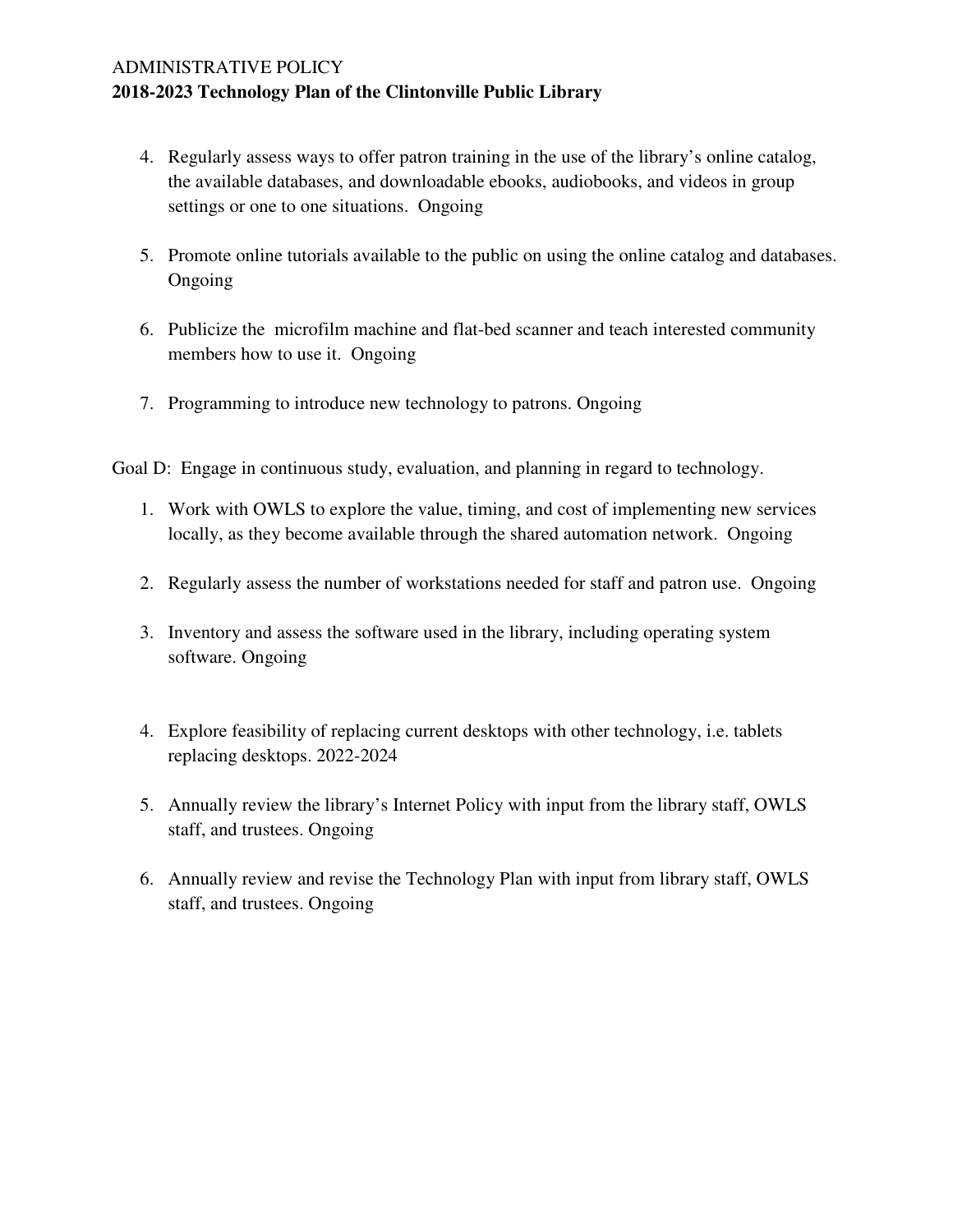4. Regularly assess ways to offer patron training in the use of the library's online catalog, the available databases, and downloadable ebooks, audiobooks, and videos in group settings or one to one situations. Ongoing

5. Promote online tutorials available to the public on using the online catalog and databases. Ongoing

6. Publicize the microfilm machine and flat-bed scanner and teach interested community members how to use it. Ongoing

7. Programming to introduce new technology to patrons. Ongoing

Goal D: Engage in continuous study, evaluation, and planning in regard to technology.

1. Work with OWLS to explore the value, timing, and cost of implementing new services locally, as they become available through the shared automation network. Ongoing

2. Regularly assess the number of workstations needed for staff and patron use. Ongoing

3. Inventory and assess the software used in the library, including operating system software. Ongoing

4. Explore feasibility of replacing current desktops with other technology, i.e. tablets replacing desktops. 2022-2024

5. Annually review the library's Internet Policy with input from the library staff, OWLS staff, and trustees. Ongoing

6. Annually review and revise the Technology Plan with input from library staff, OWLS staff, and trustees. Ongoing